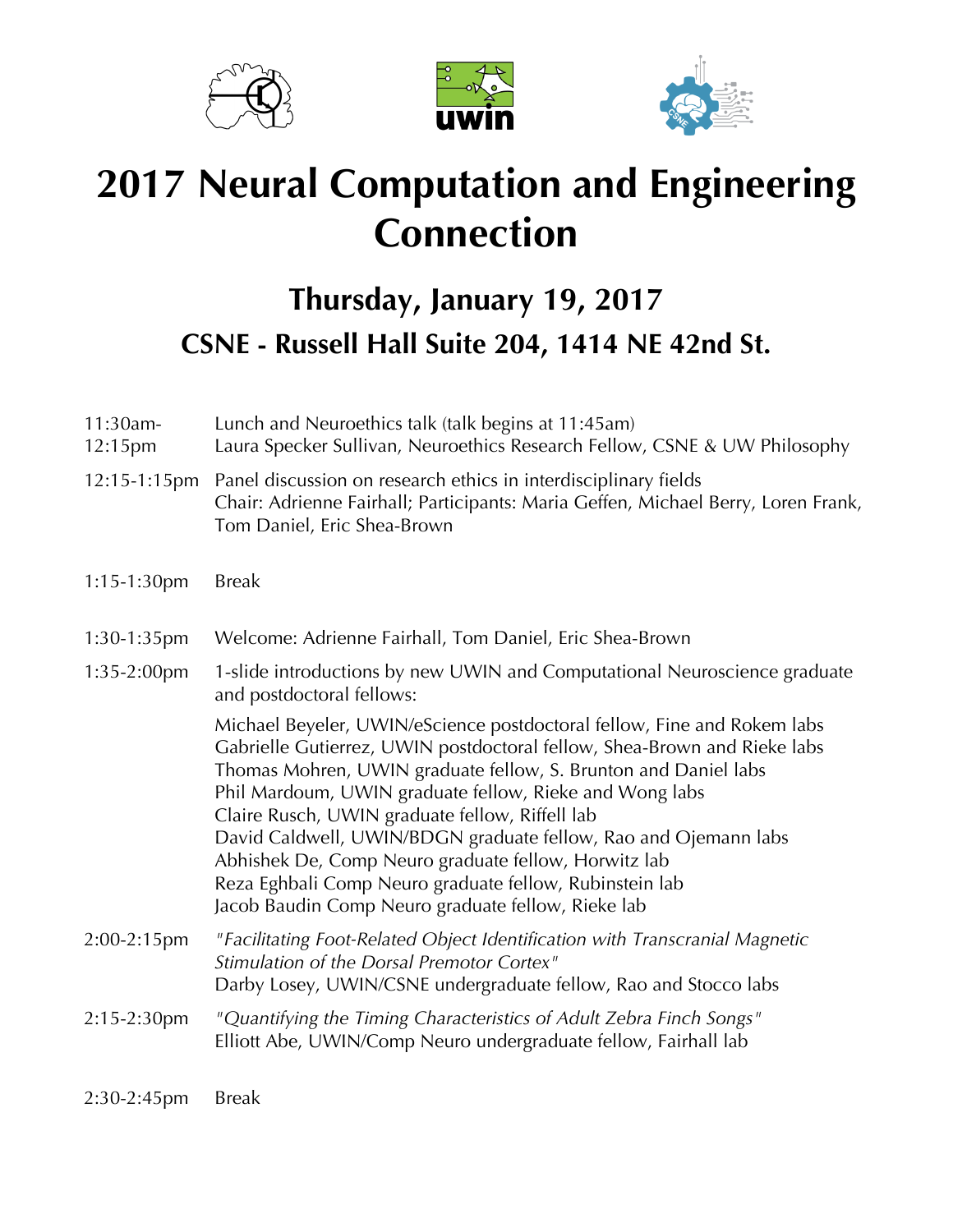# 2017 Neural Computation and Engineering Connection

## Thursday, January 19, 2017

## CSNE - Russell Hall Suite 204, 1414 NE 42nd St.

| | |
|---|---|
| 11:30am-12:15pm | Lunch and Neuroethics talk (talk begins at 11:45am)<br>Laura Specker Sullivan, Neuroethics Research Fellow, CSNE & UW Philosophy |
| 12:15-1:15pm | Panel discussion on research ethics in interdisciplinary fields<br>Chair: Adrienne Fairhall; Participants: Maria Geffen, Michael Berry, Loren Frank, Tom Daniel, Eric Shea-Brown |
| 1:15-1:30pm | Break |
| 1:30-1:35pm | Welcome: Adrienne Fairhall, Tom Daniel, Eric Shea-Brown |
| 1:35-2:00pm | 1-slide introductions by new UWIN and Computational Neuroscience graduate and postdoctoral fellows:<br><br>Michael Beyeler, UWIN/eScience postdoctoral fellow, Fine and Rokem labs<br>Gabrielle Gutierrez, UWIN postdoctoral fellow, Shea-Brown and Rieke labs<br>Thomas Mohren, UWIN graduate fellow, S. Brunton and Daniel labs<br>Phil Mardoum, UWIN graduate fellow, Rieke and Wong labs<br>Claire Rusch, UWIN graduate fellow, Riffell lab<br>David Caldwell, UWIN/BDGN graduate fellow, Rao and Ojemann labs<br>Abhishek De, Comp Neuro graduate fellow, Horwitz lab<br>Reza Eghbali Comp Neuro graduate fellow, Rubinstein lab<br>Jacob Baudin Comp Neuro graduate fellow, Rieke lab |
| 2:00-2:15pm | *"Facilitating Foot-Related Object Identification with Transcranial Magnetic Stimulation of the Dorsal Premotor Cortex"*<br>Darby Losey, UWIN/CSNE undergraduate fellow, Rao and Stocco labs |
| 2:15-2:30pm | *"Quantifying the Timing Characteristics of Adult Zebra Finch Songs"*<br>Elliott Abe, UWIN/Comp Neuro undergraduate fellow, Fairhall lab |
| 2:30-2:45pm | Break |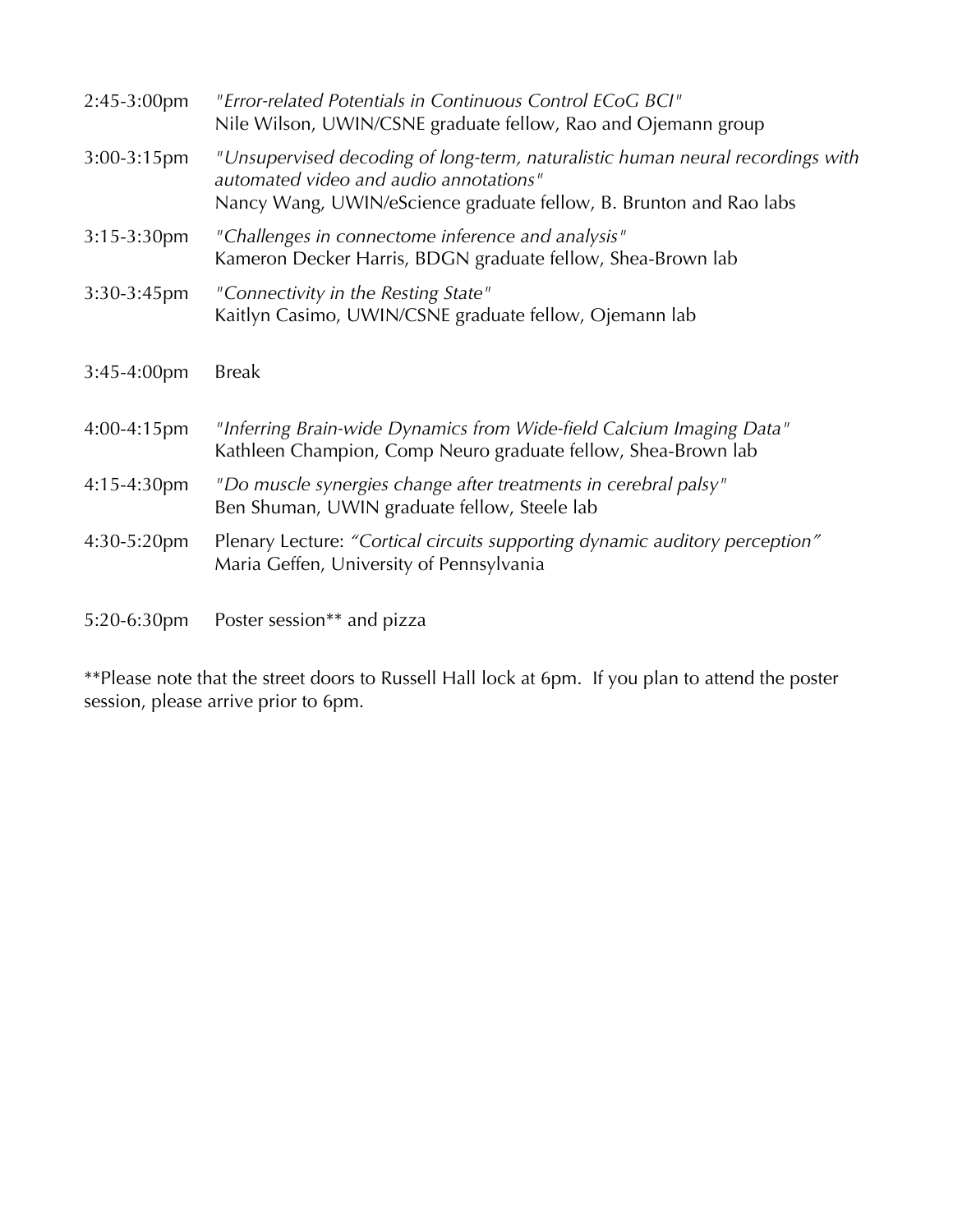| | |
|---|---|
| 2:45-3:00pm | *"Error-related Potentials in Continuous Control ECoG BCI"*<br>Nile Wilson, UWIN/CSNE graduate fellow, Rao and Ojemann group |
| 3:00-3:15pm | *"Unsupervised decoding of long-term, naturalistic human neural recordings with automated video and audio annotations"*<br>Nancy Wang, UWIN/eScience graduate fellow, B. Brunton and Rao labs |
| 3:15-3:30pm | *"Challenges in connectome inference and analysis"*<br>Kameron Decker Harris, BDGN graduate fellow, Shea-Brown lab |
| 3:30-3:45pm | *"Connectivity in the Resting State"*<br>Kaitlyn Casimo, UWIN/CSNE graduate fellow, Ojemann lab |
| 3:45-4:00pm | Break |
| 4:00-4:15pm | *"Inferring Brain-wide Dynamics from Wide-field Calcium Imaging Data"*<br>Kathleen Champion, Comp Neuro graduate fellow, Shea-Brown lab |
| 4:15-4:30pm | *"Do muscle synergies change after treatments in cerebral palsy"*<br>Ben Shuman, UWIN graduate fellow, Steele lab |
| 4:30-5:20pm | Plenary Lecture: *"Cortical circuits supporting dynamic auditory perception"*<br>Maria Geffen, University of Pennsylvania |
| 5:20-6:30pm | Poster session** and pizza |

**Please note that the street doors to Russell Hall lock at 6pm. If you plan to attend the poster session, please arrive prior to 6pm.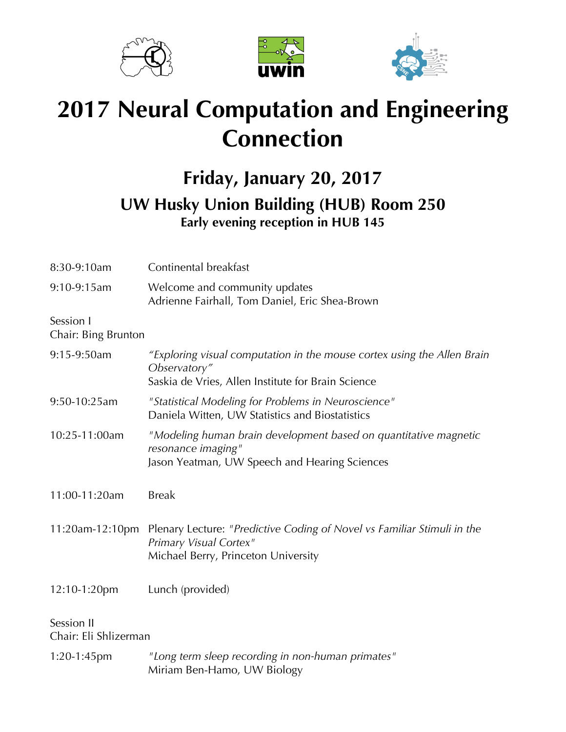# 2017 Neural Computation and Engineering Connection

## Friday, January 20, 2017

### UW Husky Union Building (HUB) Room 250

**Early evening reception in HUB 145**

8:30-9:10am Continental breakfast

9:10-9:15am Welcome and community updates
Adrienne Fairhall, Tom Daniel, Eric Shea-Brown

Session I
Chair: Bing Brunton

9:15-9:50am *"Exploring visual computation in the mouse cortex using the Allen Brain Observatory"*
Saskia de Vries, Allen Institute for Brain Science

9:50-10:25am *"Statistical Modeling for Problems in Neuroscience"*
Daniela Witten, UW Statistics and Biostatistics

10:25-11:00am *"Modeling human brain development based on quantitative magnetic resonance imaging"*
Jason Yeatman, UW Speech and Hearing Sciences

11:00-11:20am Break

11:20am-12:10pm Plenary Lecture: *"Predictive Coding of Novel vs Familiar Stimuli in the Primary Visual Cortex"*
Michael Berry, Princeton University

12:10-1:20pm Lunch (provided)

Session II
Chair: Eli Shlizerman

1:20-1:45pm *"Long term sleep recording in non-human primates"*
Miriam Ben-Hamo, UW Biology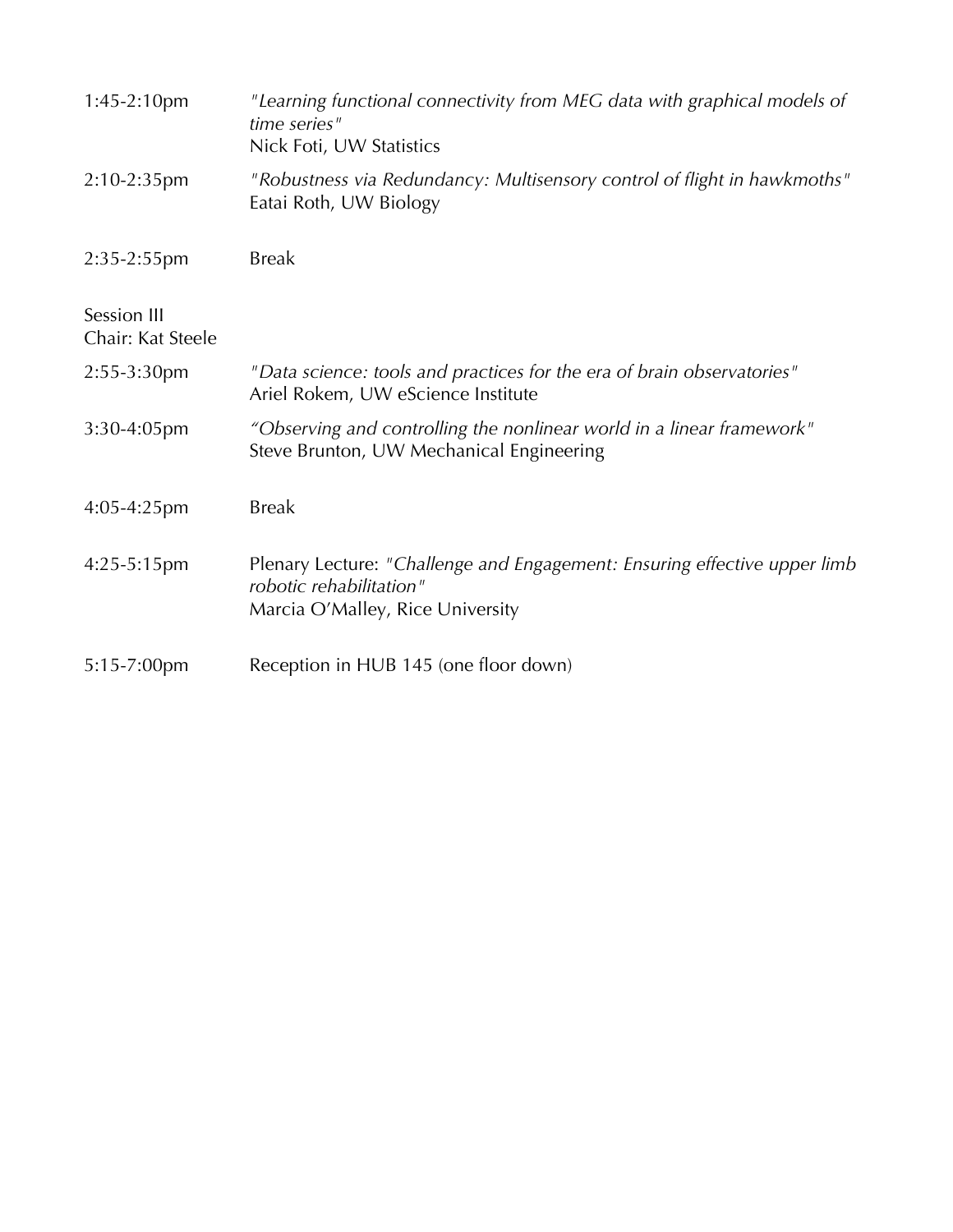| | |
|---|---|
| 1:45-2:10pm | *"Learning functional connectivity from MEG data with graphical models of time series"*<br>Nick Foti, UW Statistics |
| 2:10-2:35pm | *"Robustness via Redundancy: Multisensory control of flight in hawkmoths"*<br>Eatai Roth, UW Biology |
| 2:35-2:55pm | Break |
| Session III<br>Chair: Kat Steele | |
| 2:55-3:30pm | *"Data science: tools and practices for the era of brain observatories"*<br>Ariel Rokem, UW eScience Institute |
| 3:30-4:05pm | *"Observing and controlling the nonlinear world in a linear framework"*<br>Steve Brunton, UW Mechanical Engineering |
| 4:05-4:25pm | Break |
| 4:25-5:15pm | Plenary Lecture: *"Challenge and Engagement: Ensuring effective upper limb robotic rehabilitation"*<br>Marcia O'Malley, Rice University |
| 5:15-7:00pm | Reception in HUB 145 (one floor down) |